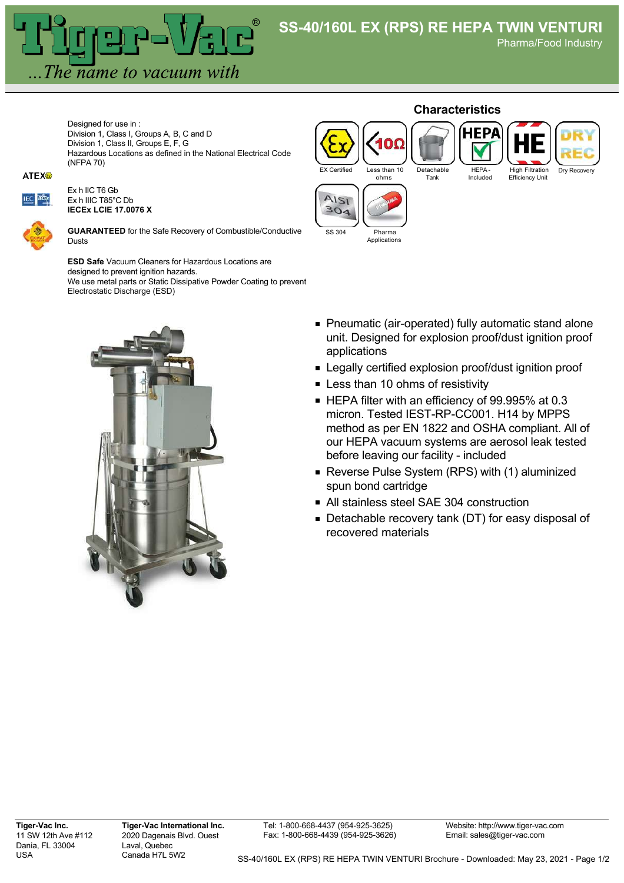# SS-40/160L EX (RPS) RE HEPA TWIN VENTURI

Pharma/Food Industry

Tiger-Vac® ...The name to vacuum with

Designed for use in :
Division 1, Class I, Groups A, B, C and D
Division 1, Class II, Groups E, F, G
Hazardous Locations as defined in the National Electrical Code (NFPA 70)

ATEX

Ex h IIC T6 Gb
Ex h IIIC T85°C Db
**IECEx LCIE 17.0076 X**

**GUARANTEED** for the Safe Recovery of Combustible/Conductive Dusts

**ESD Safe** Vacuum Cleaners for Hazardous Locations are designed to prevent ignition hazards.
We use metal parts or Static Dissipative Powder Coating to prevent Electrostatic Discharge (ESD)

## Characteristics

EX Certified | Less than 10 ohms | Detachable Tank | HEPA - Included | High Filtration Efficiency Unit | Dry Recovery | SS 304 | Pharma Applications

- Pneumatic (air-operated) fully automatic stand alone unit. Designed for explosion proof/dust ignition proof applications
- Legally certified explosion proof/dust ignition proof
- Less than 10 ohms of resistivity
- HEPA filter with an efficiency of 99.995% at 0.3 micron. Tested IEST-RP-CC001. H14 by MPPS method as per EN 1822 and OSHA compliant. All of our HEPA vacuum systems are aerosol leak tested before leaving our facility - included
- Reverse Pulse System (RPS) with (1) aluminized spun bond cartridge
- All stainless steel SAE 304 construction
- Detachable recovery tank (DT) for easy disposal of recovered materials

**Tiger-Vac Inc.**
11 SW 12th Ave #112
Dania, FL 33004
USA

**Tiger-Vac International Inc.**
2020 Dagenais Blvd. Ouest
Laval, Quebec
Canada H7L 5W2

Tel: 1-800-668-4437 (954-925-3625)
Fax: 1-800-668-4439 (954-925-3626)

Website: http://www.tiger-vac.com
Email: sales@tiger-vac.com

SS-40/160L EX (RPS) RE HEPA TWIN VENTURI Brochure - Downloaded: May 23, 2021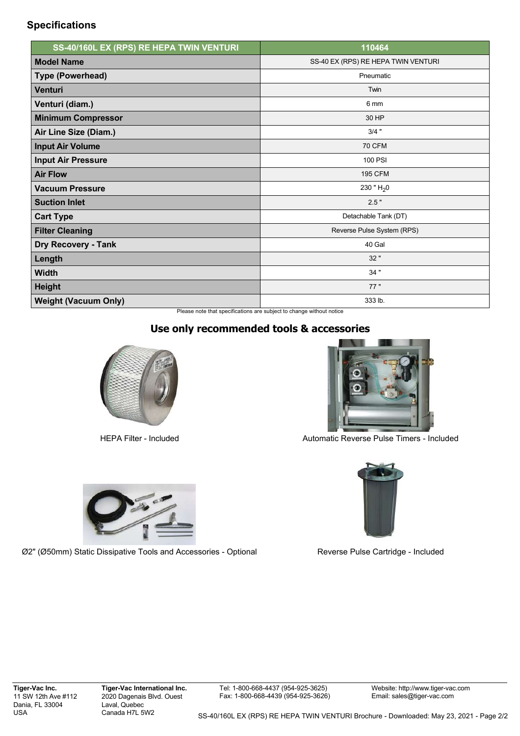## Specifications

| SS-40/160L EX (RPS) RE HEPA TWIN VENTURI | 110464 |
|---|---|
| **Model Name** | SS-40 EX (RPS) RE HEPA TWIN VENTURI |
| **Type (Powerhead)** | Pneumatic |
| **Venturi** | Twin |
| **Venturi (diam.)** | 6 mm |
| **Minimum Compressor** | 30 HP |
| **Air Line Size (Diam.)** | 3/4 " |
| **Input Air Volume** | 70 CFM |
| **Input Air Pressure** | 100 PSI |
| **Air Flow** | 195 CFM |
| **Vacuum Pressure** | 230 " $H_20$ |
| **Suction Inlet** | 2.5 " |
| **Cart Type** | Detachable Tank (DT) |
| **Filter Cleaning** | Reverse Pulse System (RPS) |
| **Dry Recovery - Tank** | 40 Gal |
| **Length** | 32 " |
| **Width** | 34 " |
| **Height** | 77 " |
| **Weight (Vacuum Only)** | 333 lb. |

Please note that specifications are subject to change without notice

## Use only recommended tools & accessories

HEPA Filter - Included

Automatic Reverse Pulse Timers - Included

Ø2" (Ø50mm) Static Dissipative Tools and Accessories - Optional

Reverse Pulse Cartridge - Included

**Tiger-Vac Inc.**
11 SW 12th Ave #112
Dania, FL 33004
USA

**Tiger-Vac International Inc.**
2020 Dagenais Blvd. Ouest
Laval, Quebec
Canada H7L 5W2

Tel: 1-800-668-4437 (954-925-3625)
Fax: 1-800-668-4439 (954-925-3626)

Website: http://www.tiger-vac.com
Email: sales@tiger-vac.com